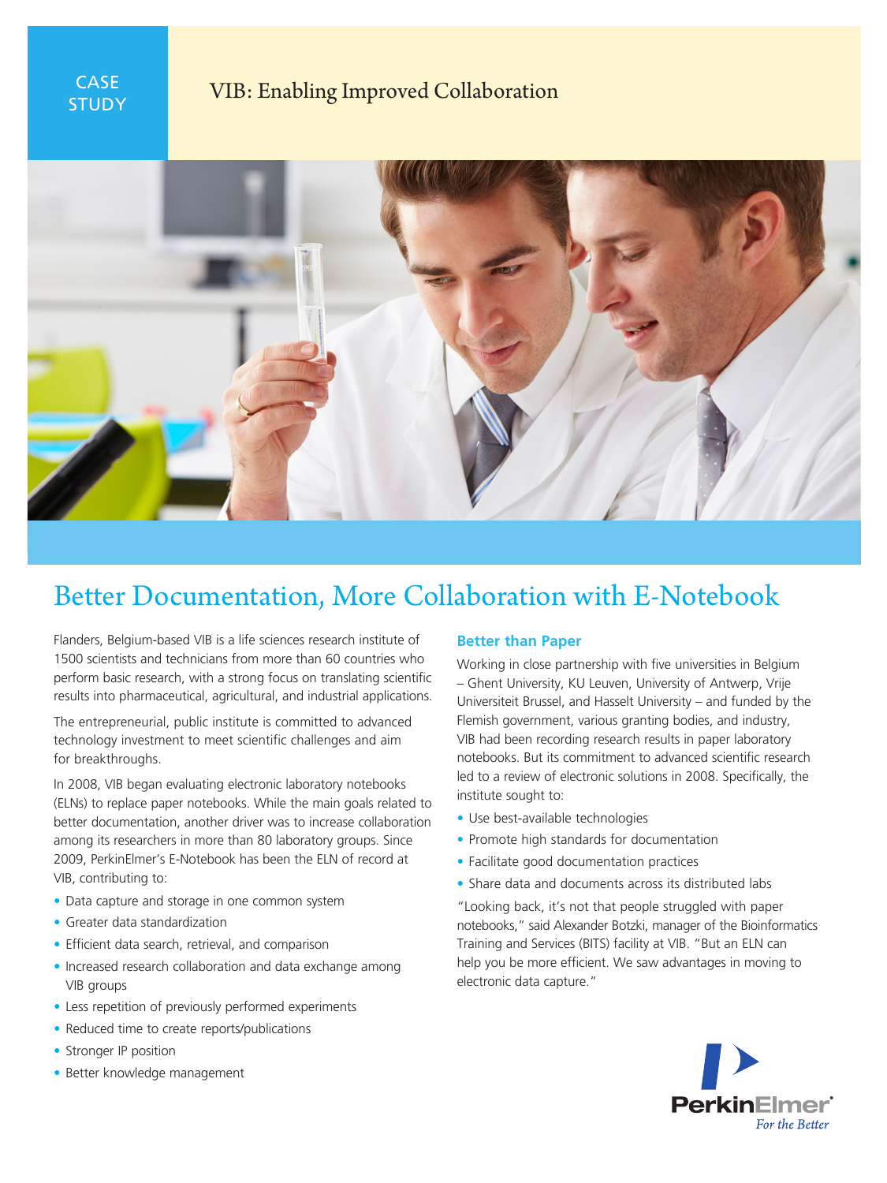CASE STUDY

# VIB: Enabling Improved Collaboration

## Better Documentation, More Collaboration with E-Notebook

Flanders, Belgium-based VIB is a life sciences research institute of 1500 scientists and technicians from more than 60 countries who perform basic research, with a strong focus on translating scientific results into pharmaceutical, agricultural, and industrial applications.

The entrepreneurial, public institute is committed to advanced technology investment to meet scientific challenges and aim for breakthroughs.

In 2008, VIB began evaluating electronic laboratory notebooks (ELNs) to replace paper notebooks. While the main goals related to better documentation, another driver was to increase collaboration among its researchers in more than 80 laboratory groups. Since 2009, PerkinElmer's E-Notebook has been the ELN of record at VIB, contributing to:

- Data capture and storage in one common system
- Greater data standardization
- Efficient data search, retrieval, and comparison
- Increased research collaboration and data exchange among VIB groups
- Less repetition of previously performed experiments
- Reduced time to create reports/publications
- Stronger IP position
- Better knowledge management

### Better than Paper

Working in close partnership with five universities in Belgium – Ghent University, KU Leuven, University of Antwerp, Vrije Universiteit Brussel, and Hasselt University – and funded by the Flemish government, various granting bodies, and industry, VIB had been recording research results in paper laboratory notebooks. But its commitment to advanced scientific research led to a review of electronic solutions in 2008. Specifically, the institute sought to:

- Use best-available technologies
- Promote high standards for documentation
- Facilitate good documentation practices
- Share data and documents across its distributed labs

"Looking back, it's not that people struggled with paper notebooks," said Alexander Botzki, manager of the Bioinformatics Training and Services (BITS) facility at VIB. "But an ELN can help you be more efficient. We saw advantages in moving to electronic data capture."

PerkinElmer
For the Better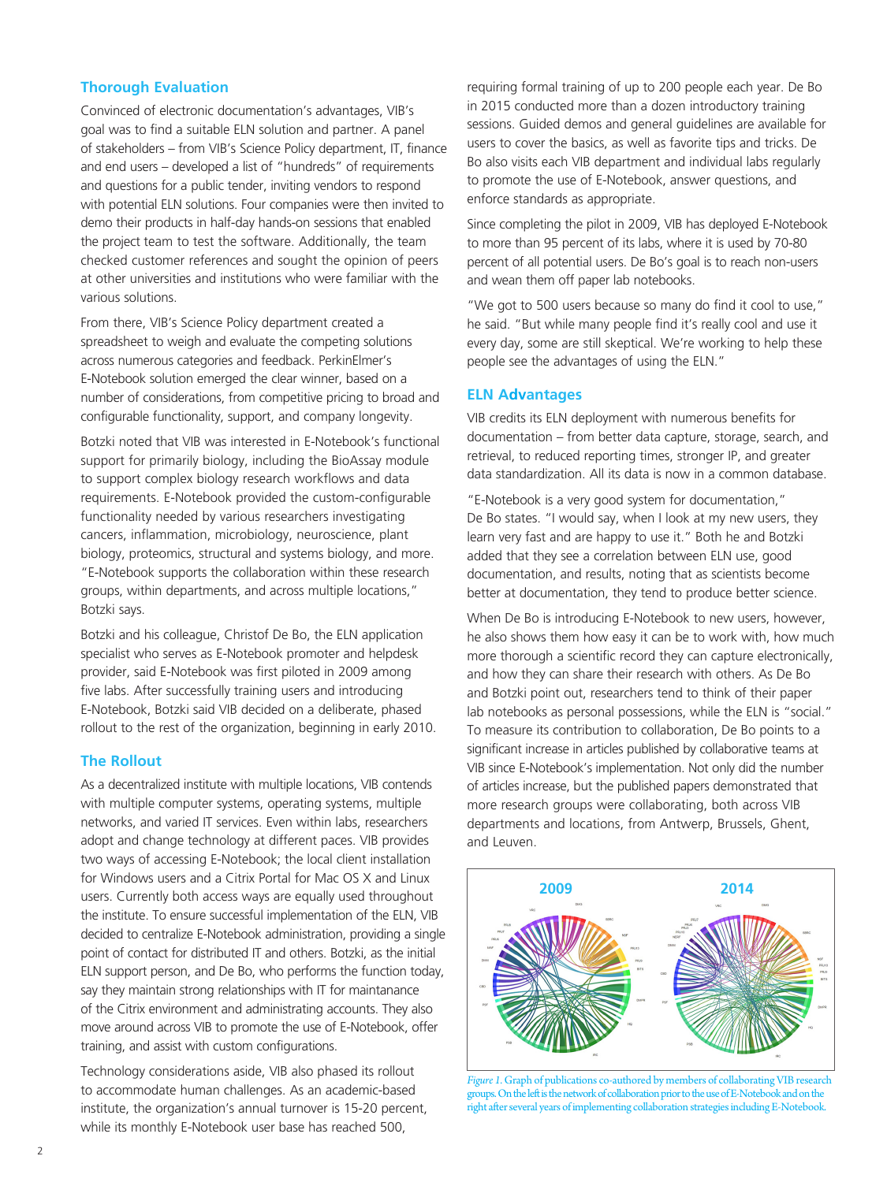## Thorough Evaluation

Convinced of electronic documentation's advantages, VIB's goal was to find a suitable ELN solution and partner. A panel of stakeholders – from VIB's Science Policy department, IT, finance and end users – developed a list of "hundreds" of requirements and questions for a public tender, inviting vendors to respond with potential ELN solutions. Four companies were then invited to demo their products in half-day hands-on sessions that enabled the project team to test the software. Additionally, the team checked customer references and sought the opinion of peers at other universities and institutions who were familiar with the various solutions.

From there, VIB's Science Policy department created a spreadsheet to weigh and evaluate the competing solutions across numerous categories and feedback. PerkinElmer's E-Notebook solution emerged the clear winner, based on a number of considerations, from competitive pricing to broad and configurable functionality, support, and company longevity.

Botzki noted that VIB was interested in E-Notebook's functional support for primarily biology, including the BioAssay module to support complex biology research workflows and data requirements. E-Notebook provided the custom-configurable functionality needed by various researchers investigating cancers, inflammation, microbiology, neuroscience, plant biology, proteomics, structural and systems biology, and more. "E-Notebook supports the collaboration within these research groups, within departments, and across multiple locations," Botzki says.

Botzki and his colleague, Christof De Bo, the ELN application specialist who serves as E-Notebook promoter and helpdesk provider, said E-Notebook was first piloted in 2009 among five labs. After successfully training users and introducing E-Notebook, Botzki said VIB decided on a deliberate, phased rollout to the rest of the organization, beginning in early 2010.

## The Rollout

As a decentralized institute with multiple locations, VIB contends with multiple computer systems, operating systems, multiple networks, and varied IT services. Even within labs, researchers adopt and change technology at different paces. VIB provides two ways of accessing E-Notebook; the local client installation for Windows users and a Citrix Portal for Mac OS X and Linux users. Currently both access ways are equally used throughout the institute. To ensure successful implementation of the ELN, VIB decided to centralize E-Notebook administration, providing a single point of contact for distributed IT and others. Botzki, as the initial ELN support person, and De Bo, who performs the function today, say they maintain strong relationships with IT for maintanance of the Citrix environment and administrating accounts. They also move around across VIB to promote the use of E-Notebook, offer training, and assist with custom configurations.

Technology considerations aside, VIB also phased its rollout to accommodate human challenges. As an academic-based institute, the organization's annual turnover is 15-20 percent, while its monthly E-Notebook user base has reached 500, requiring formal training of up to 200 people each year. De Bo in 2015 conducted more than a dozen introductory training sessions. Guided demos and general guidelines are available for users to cover the basics, as well as favorite tips and tricks. De Bo also visits each VIB department and individual labs regularly to promote the use of E-Notebook, answer questions, and enforce standards as appropriate.

Since completing the pilot in 2009, VIB has deployed E-Notebook to more than 95 percent of its labs, where it is used by 70-80 percent of all potential users. De Bo's goal is to reach non-users and wean them off paper lab notebooks.

"We got to 500 users because so many do find it cool to use," he said. "But while many people find it's really cool and use it every day, some are still skeptical. We're working to help these people see the advantages of using the ELN."

## ELN Advantages

VIB credits its ELN deployment with numerous benefits for documentation – from better data capture, storage, search, and retrieval, to reduced reporting times, stronger IP, and greater data standardization. All its data is now in a common database.

"E-Notebook is a very good system for documentation," De Bo states. "I would say, when I look at my new users, they learn very fast and are happy to use it." Both he and Botzki added that they see a correlation between ELN use, good documentation, and results, noting that as scientists become better at documentation, they tend to produce better science.

When De Bo is introducing E-Notebook to new users, however, he also shows them how easy it can be to work with, how much more thorough a scientific record they can capture electronically, and how they can share their research with others. As De Bo and Botzki point out, researchers tend to think of their paper lab notebooks as personal possessions, while the ELN is "social." To measure its contribution to collaboration, De Bo points to a significant increase in articles published by collaborative teams at VIB since E-Notebook's implementation. Not only did the number of articles increase, but the published papers demonstrated that more research groups were collaborating, both across VIB departments and locations, from Antwerp, Brussels, Ghent, and Leuven.

*Figure 1.* Graph of publications co-authored by members of collaborating VIB research groups. On the left is the network of collaboration prior to the use of E-Notebook and on the right after several years of implementing collaboration strategies including E-Notebook.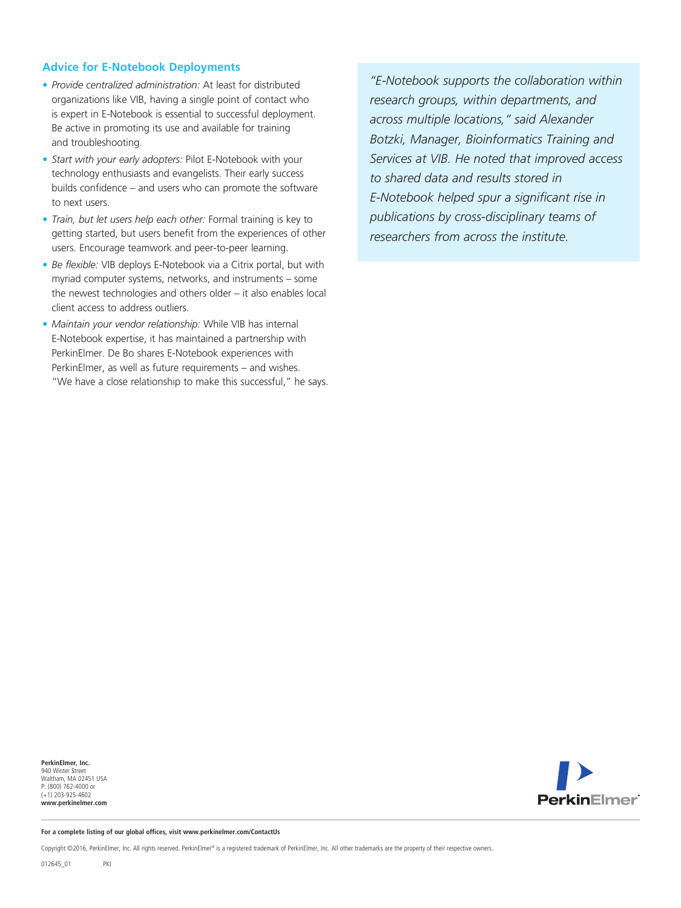## Advice for E-Notebook Deployments

- *Provide centralized administration:* At least for distributed organizations like VIB, having a single point of contact who is expert in E-Notebook is essential to successful deployment. Be active in promoting its use and available for training and troubleshooting.
- *Start with your early adopters:* Pilot E-Notebook with your technology enthusiasts and evangelists. Their early success builds confidence – and users who can promote the software to next users.
- *Train, but let users help each other:* Formal training is key to getting started, but users benefit from the experiences of other users. Encourage teamwork and peer-to-peer learning.
- *Be flexible:* VIB deploys E-Notebook via a Citrix portal, but with myriad computer systems, networks, and instruments – some the newest technologies and others older – it also enables local client access to address outliers.
- *Maintain your vendor relationship:* While VIB has internal E-Notebook expertise, it has maintained a partnership with PerkinElmer. De Bo shares E-Notebook experiences with PerkinElmer, as well as future requirements – and wishes. "We have a close relationship to make this successful," he says.

*"E-Notebook supports the collaboration within research groups, within departments, and across multiple locations," said Alexander Botzki, Manager, Bioinformatics Training and Services at VIB. He noted that improved access to shared data and results stored in E-Notebook helped spur a significant rise in publications by cross-disciplinary teams of researchers from across the institute.*

**PerkinElmer, Inc.**
940 Winter Street
Waltham, MA 02451 USA
P: (800) 762-4000 or
(+1) 203-925-4602
**www.perkinelmer.com**

PerkinElmer®

**For a complete listing of our global offices, visit www.perkinelmer.com/ContactUs**

Copyright ©2016, PerkinElmer, Inc. All rights reserved. PerkinElmer® is a registered trademark of PerkinElmer, Inc. All other trademarks are the property of their respective owners.

012645_01 PKI